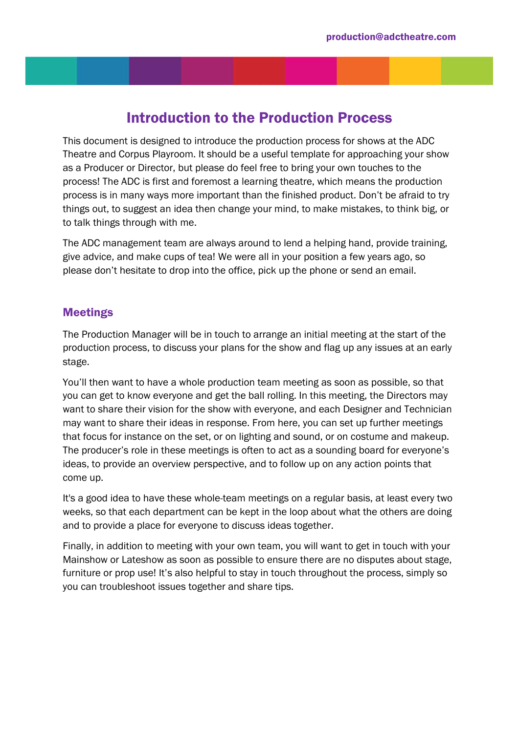# Introduction to the Production Process

This document is designed to introduce the production process for shows at the ADC Theatre and Corpus Playroom. It should be a useful template for approaching your show as a Producer or Director, but please do feel free to bring your own touches to the process! The ADC is first and foremost a learning theatre, which means the production process is in many ways more important than the finished product. Don't be afraid to try things out, to suggest an idea then change your mind, to make mistakes, to think big, or to talk things through with me.

The ADC management team are always around to lend a helping hand, provide training, give advice, and make cups of tea! We were all in your position a few years ago, so please don't hesitate to drop into the office, pick up the phone or send an email.

## Meetings

The Production Manager will be in touch to arrange an initial meeting at the start of the production process, to discuss your plans for the show and flag up any issues at an early stage.

You'll then want to have a whole production team meeting as soon as possible, so that you can get to know everyone and get the ball rolling. In this meeting, the Directors may want to share their vision for the show with everyone, and each Designer and Technician may want to share their ideas in response. From here, you can set up further meetings that focus for instance on the set, or on lighting and sound, or on costume and makeup. The producer's role in these meetings is often to act as a sounding board for everyone's ideas, to provide an overview perspective, and to follow up on any action points that come up.

It's a good idea to have these whole-team meetings on a regular basis, at least every two weeks, so that each department can be kept in the loop about what the others are doing and to provide a place for everyone to discuss ideas together.

Finally, in addition to meeting with your own team, you will want to get in touch with your Mainshow or Lateshow as soon as possible to ensure there are no disputes about stage, furniture or prop use! It's also helpful to stay in touch throughout the process, simply so you can troubleshoot issues together and share tips.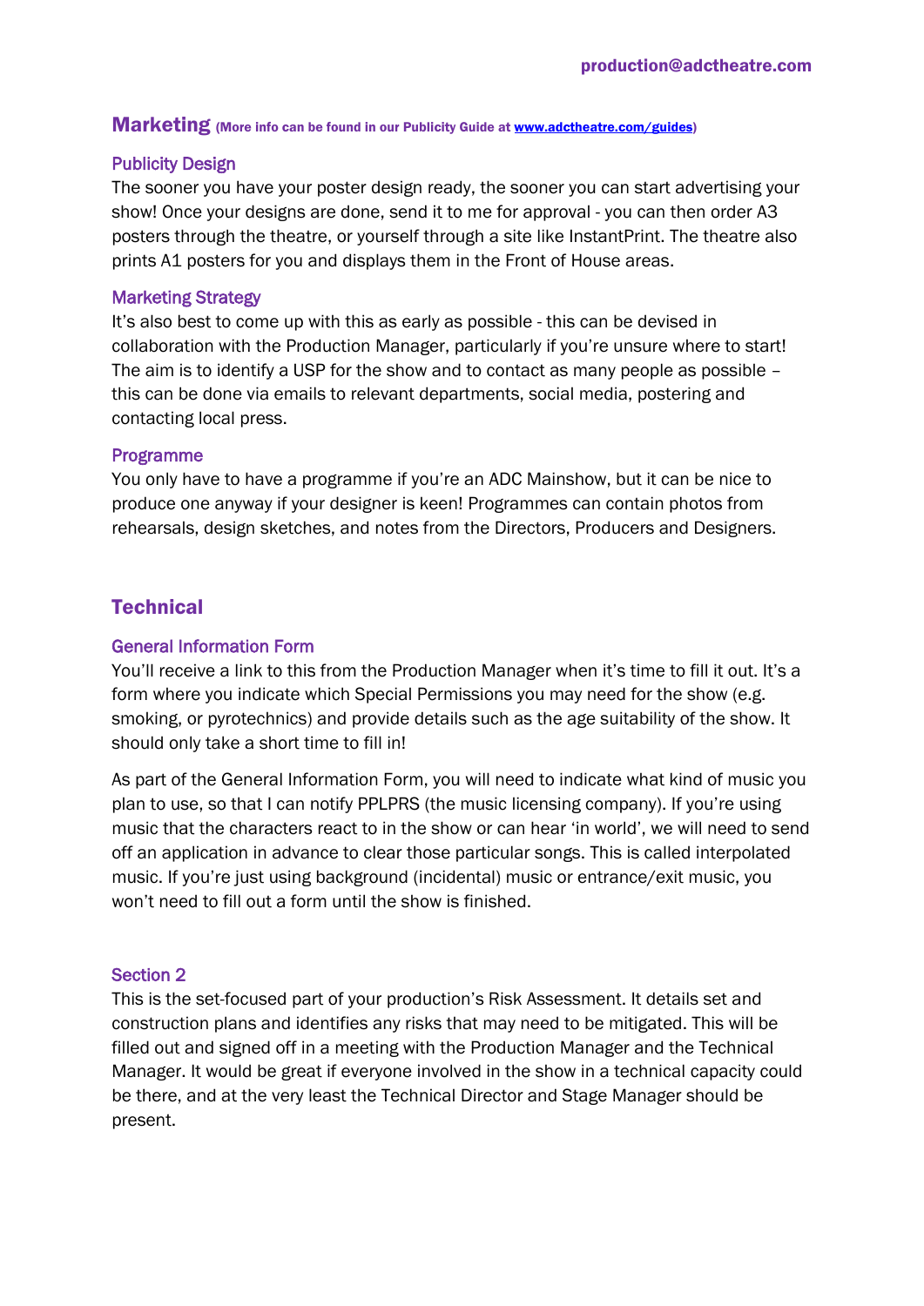## Marketing (More info can be found in our Publicity Guide at [www.adctheatre.com/guides](http://www.adctheatre.com/guides))

### Publicity Design

The sooner you have your poster design ready, the sooner you can start advertising your show! Once your designs are done, send it to me for approval - you can then order A3 posters through the theatre, or yourself through a site like InstantPrint. The theatre also prints A1 posters for you and displays them in the Front of House areas.

### Marketing Strategy

It's also best to come up with this as early as possible - this can be devised in collaboration with the Production Manager, particularly if you're unsure where to start! The aim is to identify a USP for the show and to contact as many people as possible – this can be done via emails to relevant departments, social media, postering and contacting local press.

### Programme

You only have to have a programme if you're an ADC Mainshow, but it can be nice to produce one anyway if your designer is keen! Programmes can contain photos from rehearsals, design sketches, and notes from the Directors, Producers and Designers.

## Technical

### General Information Form

You'll receive a link to this from the Production Manager when it's time to fill it out. It's a form where you indicate which Special Permissions you may need for the show (e.g. smoking, or pyrotechnics) and provide details such as the age suitability of the show. It should only take a short time to fill in!

As part of the General Information Form, you will need to indicate what kind of music you plan to use, so that I can notify PPLPRS (the music licensing company). If you're using music that the characters react to in the show or can hear 'in world', we will need to send off an application in advance to clear those particular songs. This is called interpolated music. If you're just using background (incidental) music or entrance/exit music, you won't need to fill out a form until the show is finished.

### Section 2

This is the set-focused part of your production's Risk Assessment. It details set and construction plans and identifies any risks that may need to be mitigated. This will be filled out and signed off in a meeting with the Production Manager and the Technical Manager. It would be great if everyone involved in the show in a technical capacity could be there, and at the very least the Technical Director and Stage Manager should be present.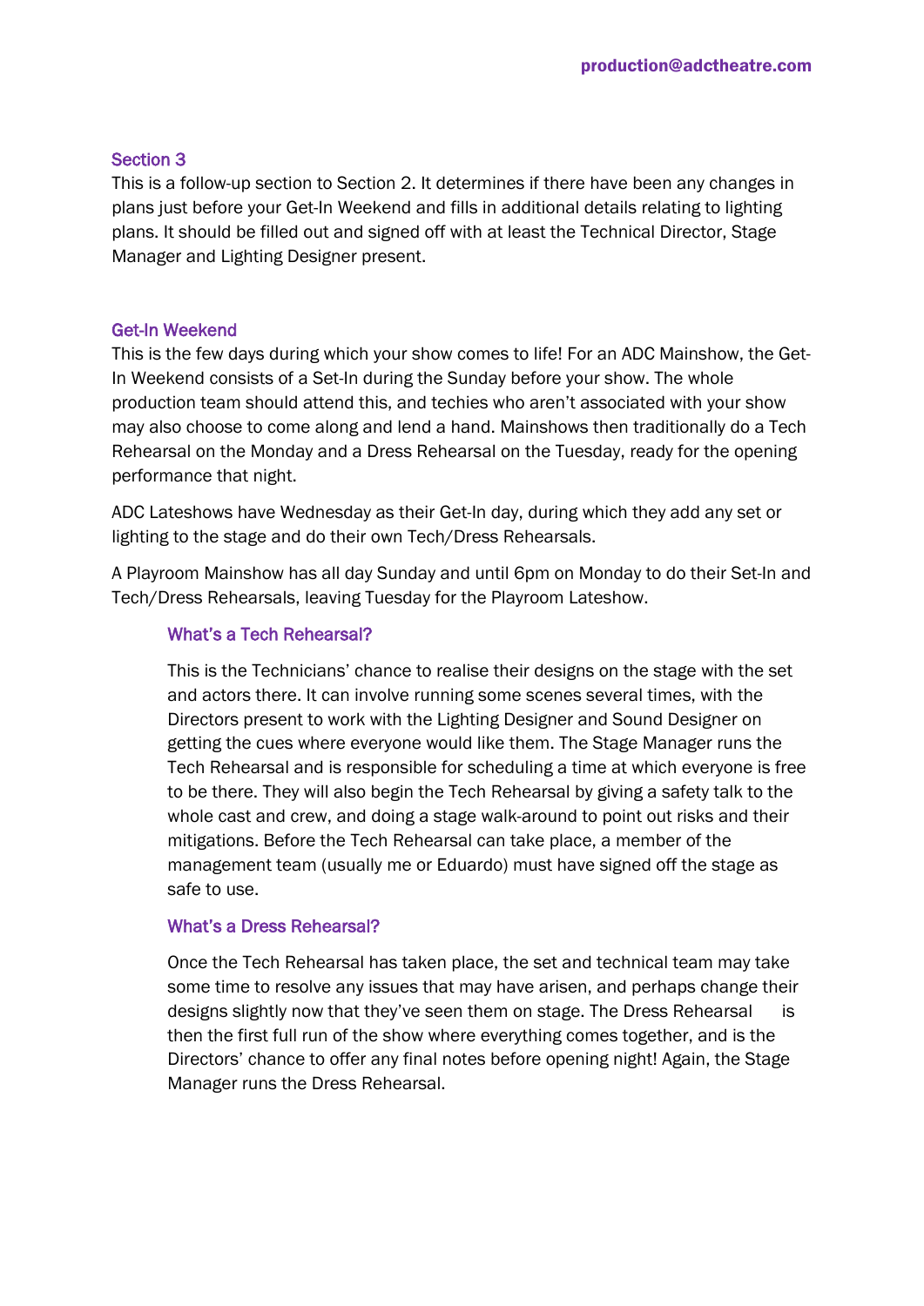## Section 3

This is a follow-up section to Section 2. It determines if there have been any changes in plans just before your Get-In Weekend and fills in additional details relating to lighting plans. It should be filled out and signed off with at least the Technical Director, Stage Manager and Lighting Designer present.

## Get-In Weekend

This is the few days during which your show comes to life! For an ADC Mainshow, the Get-In Weekend consists of a Set-In during the Sunday before your show. The whole production team should attend this, and techies who aren't associated with your show may also choose to come along and lend a hand. Mainshows then traditionally do a Tech Rehearsal on the Monday and a Dress Rehearsal on the Tuesday, ready for the opening performance that night.

ADC Lateshows have Wednesday as their Get-In day, during which they add any set or lighting to the stage and do their own Tech/Dress Rehearsals.

A Playroom Mainshow has all day Sunday and until 6pm on Monday to do their Set-In and Tech/Dress Rehearsals, leaving Tuesday for the Playroom Lateshow.

### What's a Tech Rehearsal?

This is the Technicians' chance to realise their designs on the stage with the set and actors there. It can involve running some scenes several times, with the Directors present to work with the Lighting Designer and Sound Designer on getting the cues where everyone would like them. The Stage Manager runs the Tech Rehearsal and is responsible for scheduling a time at which everyone is free to be there. They will also begin the Tech Rehearsal by giving a safety talk to the whole cast and crew, and doing a stage walk-around to point out risks and their mitigations. Before the Tech Rehearsal can take place, a member of the management team (usually me or Eduardo) must have signed off the stage as safe to use.

### What's a Dress Rehearsal?

Once the Tech Rehearsal has taken place, the set and technical team may take some time to resolve any issues that may have arisen, and perhaps change their designs slightly now that they've seen them on stage. The Dress Rehearsal is then the first full run of the show where everything comes together, and is the Directors' chance to offer any final notes before opening night! Again, the Stage Manager runs the Dress Rehearsal.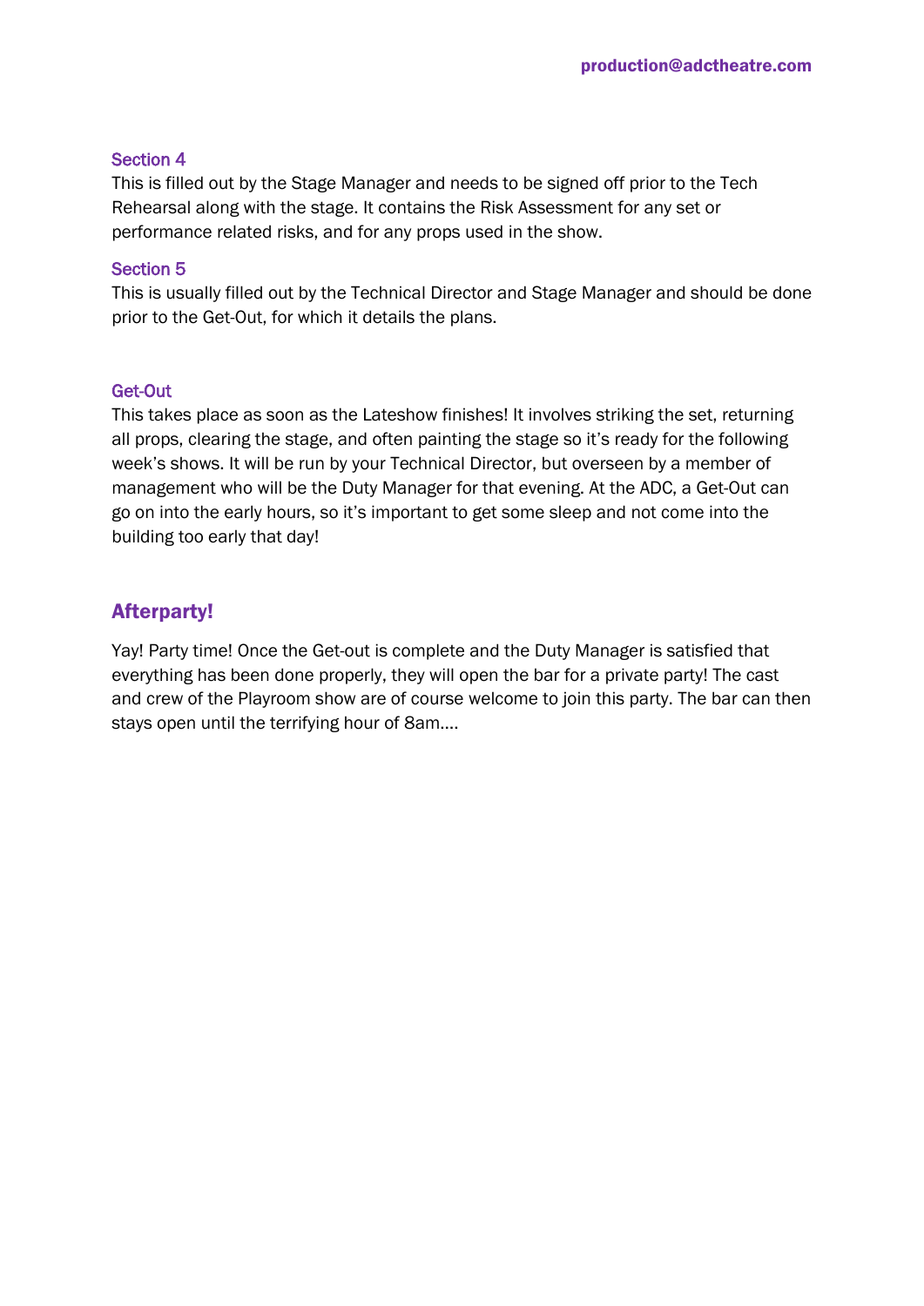### Section 4

This is filled out by the Stage Manager and needs to be signed off prior to the Tech Rehearsal along with the stage. It contains the Risk Assessment for any set or performance related risks, and for any props used in the show.

### Section 5

This is usually filled out by the Technical Director and Stage Manager and should be done prior to the Get-Out, for which it details the plans.

### Get-Out

This takes place as soon as the Lateshow finishes! It involves striking the set, returning all props, clearing the stage, and often painting the stage so it's ready for the following week's shows. It will be run by your Technical Director, but overseen by a member of management who will be the Duty Manager for that evening. At the ADC, a Get-Out can go on into the early hours, so it's important to get some sleep and not come into the building too early that day!

## Afterparty!

Yay! Party time! Once the Get-out is complete and the Duty Manager is satisfied that everything has been done properly, they will open the bar for a private party! The cast and crew of the Playroom show are of course welcome to join this party. The bar can then stays open until the terrifying hour of 8am….